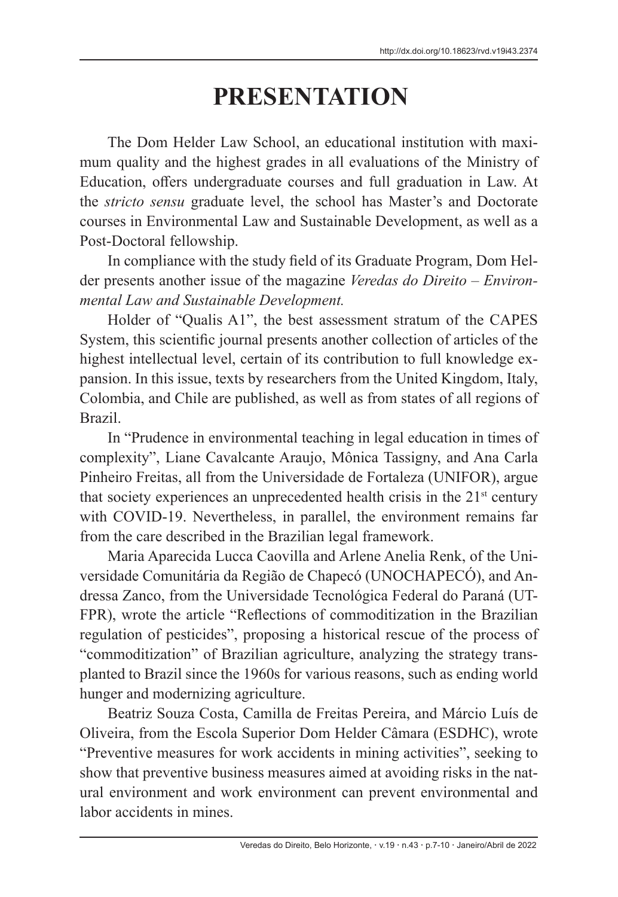# PRESENTATION

The Dom Helder Law School, an educational institution with maximum quality and the highest grades in all evaluations of the Ministry of Education, offers undergraduate courses and full graduation in Law. At the *stricto sensu* graduate level, the school has Master's and Doctorate courses in Environmental Law and Sustainable Development, as well as a Post-Doctoral fellowship.

In compliance with the study field of its Graduate Program, Dom Helder presents another issue of the magazine *Veredas do Direito – Environmental Law and Sustainable Development.*

Holder of "Qualis A1", the best assessment stratum of the CAPES System, this scientific journal presents another collection of articles of the highest intellectual level, certain of its contribution to full knowledge expansion. In this issue, texts by researchers from the United Kingdom, Italy, Colombia, and Chile are published, as well as from states of all regions of Brazil.

In "Prudence in environmental teaching in legal education in times of complexity", Liane Cavalcante Araujo, Mônica Tassigny, and Ana Carla Pinheiro Freitas, all from the Universidade de Fortaleza (UNIFOR), argue that society experiences an unprecedented health crisis in the 21st century with COVID-19. Nevertheless, in parallel, the environment remains far from the care described in the Brazilian legal framework.

Maria Aparecida Lucca Caovilla and Arlene Anelia Renk, of the Universidade Comunitária da Região de Chapecó (UNOCHAPECÓ), and Andressa Zanco, from the Universidade Tecnológica Federal do Paraná (UTFPR), wrote the article "Reflections of commoditization in the Brazilian regulation of pesticides", proposing a historical rescue of the process of "commoditization" of Brazilian agriculture, analyzing the strategy transplanted to Brazil since the 1960s for various reasons, such as ending world hunger and modernizing agriculture.

Beatriz Souza Costa, Camilla de Freitas Pereira, and Márcio Luís de Oliveira, from the Escola Superior Dom Helder Câmara (ESDHC), wrote "Preventive measures for work accidents in mining activities", seeking to show that preventive business measures aimed at avoiding risks in the natural environment and work environment can prevent environmental and labor accidents in mines.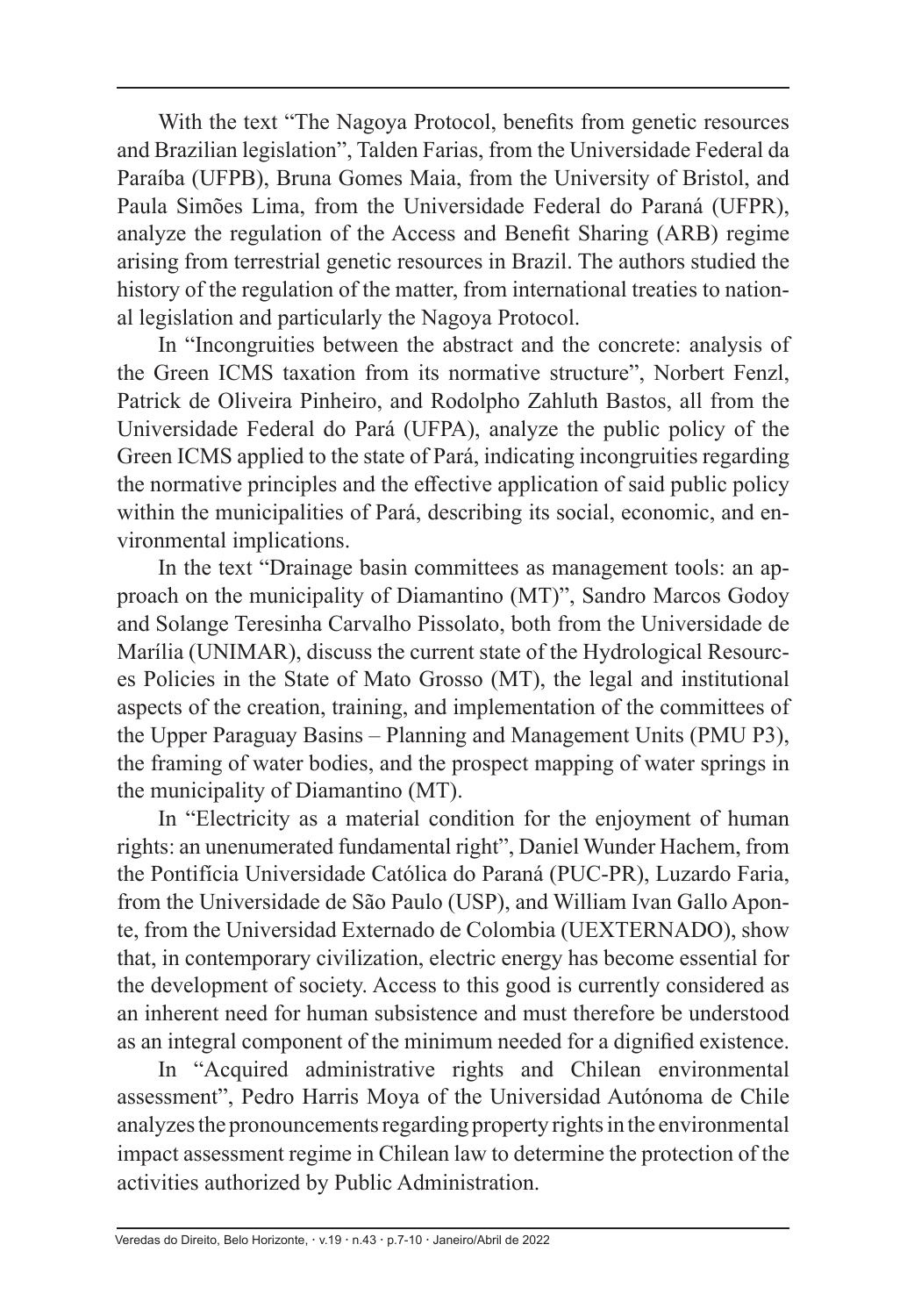With the text “The Nagoya Protocol, benefits from genetic resources and Brazilian legislation”, Talden Farias, from the Universidade Federal da Paraíba (UFPB), Bruna Gomes Maia, from the University of Bristol, and Paula Simões Lima, from the Universidade Federal do Paraná (UFPR), analyze the regulation of the Access and Benefit Sharing (ARB) regime arising from terrestrial genetic resources in Brazil. The authors studied the history of the regulation of the matter, from international treaties to national legislation and particularly the Nagoya Protocol.

In “Incongruities between the abstract and the concrete: analysis of the Green ICMS taxation from its normative structure”, Norbert Fenzl, Patrick de Oliveira Pinheiro, and Rodolpho Zahluth Bastos, all from the Universidade Federal do Pará (UFPA), analyze the public policy of the Green ICMS applied to the state of Pará, indicating incongruities regarding the normative principles and the effective application of said public policy within the municipalities of Pará, describing its social, economic, and environmental implications.

In the text “Drainage basin committees as management tools: an approach on the municipality of Diamantino (MT)”, Sandro Marcos Godoy and Solange Teresinha Carvalho Pissolato, both from the Universidade de Marília (UNIMAR), discuss the current state of the Hydrological Resources Policies in the State of Mato Grosso (MT), the legal and institutional aspects of the creation, training, and implementation of the committees of the Upper Paraguay Basins – Planning and Management Units (PMU P3), the framing of water bodies, and the prospect mapping of water springs in the municipality of Diamantino (MT).

In “Electricity as a material condition for the enjoyment of human rights: an unenumerated fundamental right”, Daniel Wunder Hachem, from the Pontifícia Universidade Católica do Paraná (PUC-PR), Luzardo Faria, from the Universidade de São Paulo (USP), and William Ivan Gallo Aponte, from the Universidad Externado de Colombia (UEXTERNADO), show that, in contemporary civilization, electric energy has become essential for the development of society. Access to this good is currently considered as an inherent need for human subsistence and must therefore be understood as an integral component of the minimum needed for a dignified existence.

In “Acquired administrative rights and Chilean environmental assessment”, Pedro Harris Moya of the Universidad Autónoma de Chile analyzes the pronouncements regarding property rights in the environmental impact assessment regime in Chilean law to determine the protection of the activities authorized by Public Administration.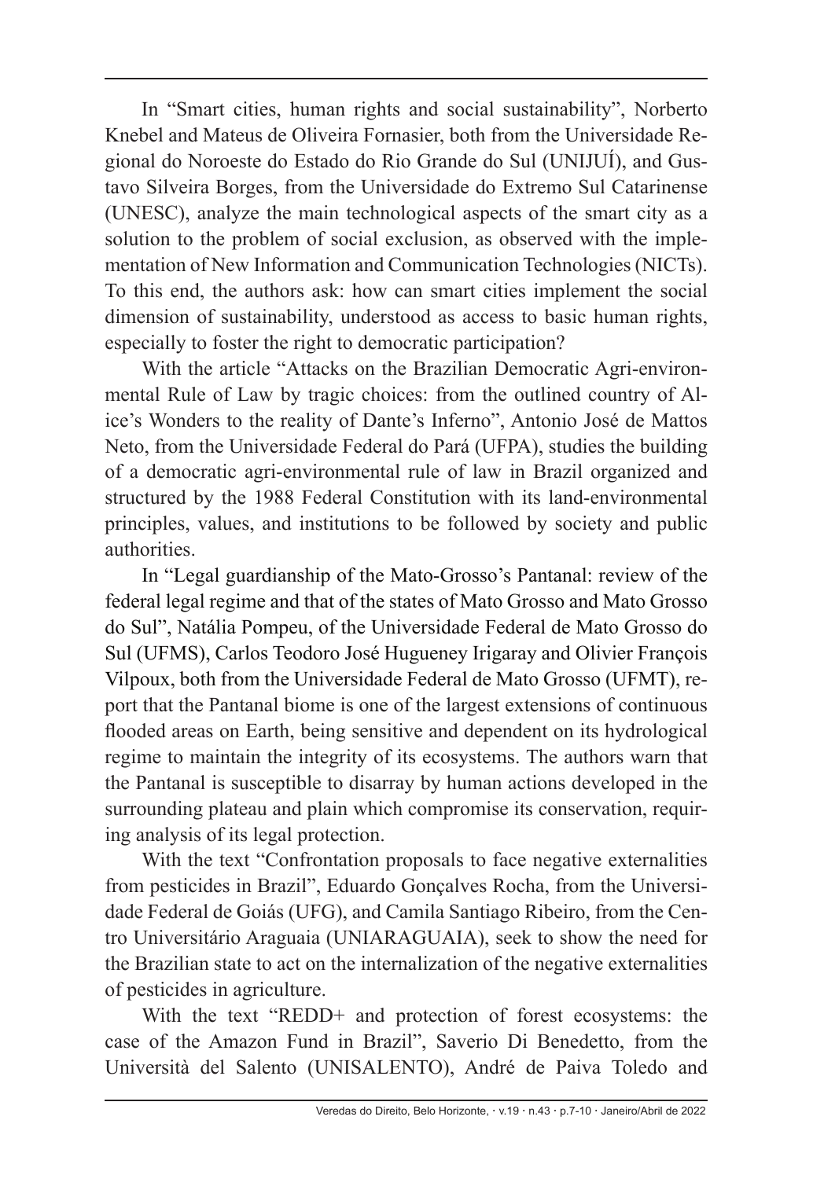In "Smart cities, human rights and social sustainability", Norberto Knebel and Mateus de Oliveira Fornasier, both from the Universidade Regional do Noroeste do Estado do Rio Grande do Sul (UNIJUÍ), and Gustavo Silveira Borges, from the Universidade do Extremo Sul Catarinense (UNESC), analyze the main technological aspects of the smart city as a solution to the problem of social exclusion, as observed with the implementation of New Information and Communication Technologies (NICTs). To this end, the authors ask: how can smart cities implement the social dimension of sustainability, understood as access to basic human rights, especially to foster the right to democratic participation?

With the article "Attacks on the Brazilian Democratic Agri-environmental Rule of Law by tragic choices: from the outlined country of Alice's Wonders to the reality of Dante's Inferno", Antonio José de Mattos Neto, from the Universidade Federal do Pará (UFPA), studies the building of a democratic agri-environmental rule of law in Brazil organized and structured by the 1988 Federal Constitution with its land-environmental principles, values, and institutions to be followed by society and public authorities.

In "Legal guardianship of the Mato-Grosso's Pantanal: review of the federal legal regime and that of the states of Mato Grosso and Mato Grosso do Sul", Natália Pompeu, of the Universidade Federal de Mato Grosso do Sul (UFMS), Carlos Teodoro José Hugueney Irigaray and Olivier François Vilpoux, both from the Universidade Federal de Mato Grosso (UFMT), report that the Pantanal biome is one of the largest extensions of continuous flooded areas on Earth, being sensitive and dependent on its hydrological regime to maintain the integrity of its ecosystems. The authors warn that the Pantanal is susceptible to disarray by human actions developed in the surrounding plateau and plain which compromise its conservation, requiring analysis of its legal protection.

With the text "Confrontation proposals to face negative externalities from pesticides in Brazil", Eduardo Gonçalves Rocha, from the Universidade Federal de Goiás (UFG), and Camila Santiago Ribeiro, from the Centro Universitário Araguaia (UNIARAGUAIA), seek to show the need for the Brazilian state to act on the internalization of the negative externalities of pesticides in agriculture.

With the text "REDD+ and protection of forest ecosystems: the case of the Amazon Fund in Brazil", Saverio Di Benedetto, from the Università del Salento (UNISALENTO), André de Paiva Toledo and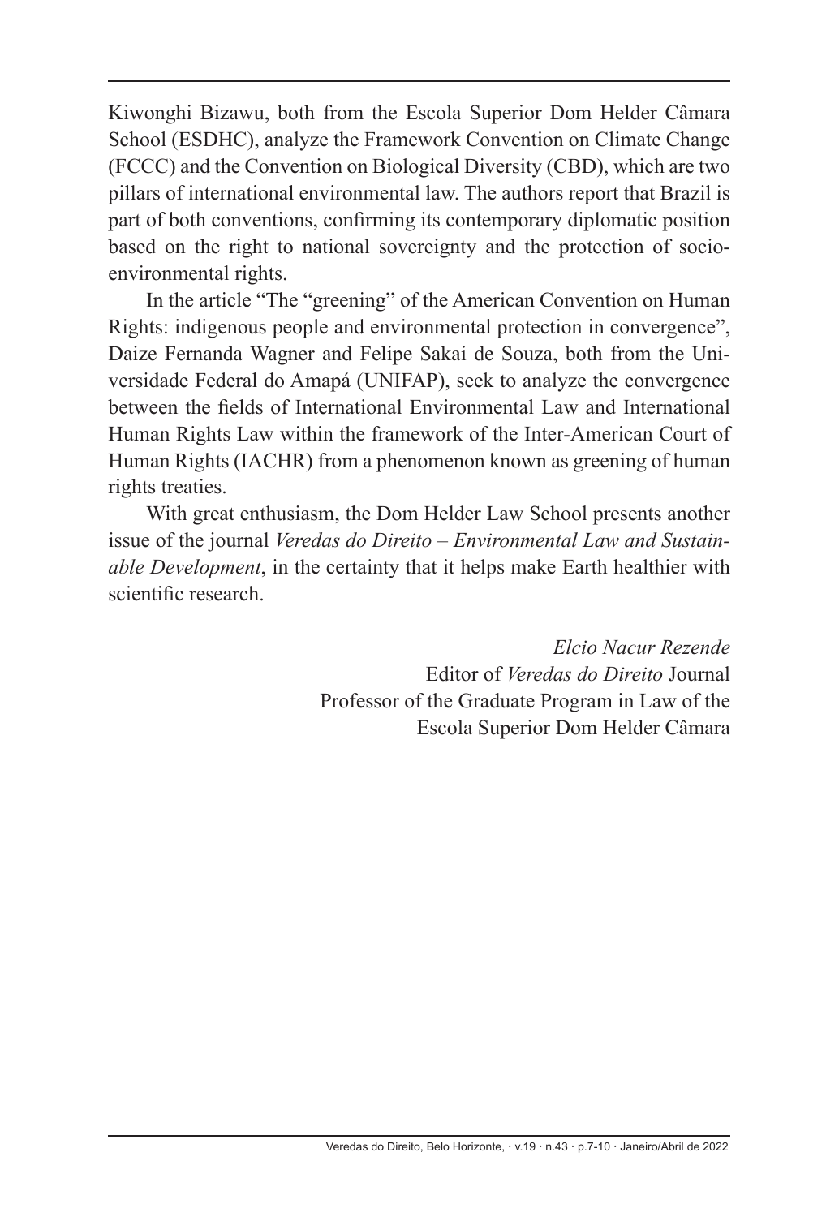Kiwonghi Bizawu, both from the Escola Superior Dom Helder Câmara School (ESDHC), analyze the Framework Convention on Climate Change (FCCC) and the Convention on Biological Diversity (CBD), which are two pillars of international environmental law. The authors report that Brazil is part of both conventions, confirming its contemporary diplomatic position based on the right to national sovereignty and the protection of socio-environmental rights.

In the article "The "greening" of the American Convention on Human Rights: indigenous people and environmental protection in convergence", Daize Fernanda Wagner and Felipe Sakai de Souza, both from the Universidade Federal do Amapá (UNIFAP), seek to analyze the convergence between the fields of International Environmental Law and International Human Rights Law within the framework of the Inter-American Court of Human Rights (IACHR) from a phenomenon known as greening of human rights treaties.

With great enthusiasm, the Dom Helder Law School presents another issue of the journal *Veredas do Direito – Environmental Law and Sustainable Development*, in the certainty that it helps make Earth healthier with scientific research.

*Elcio Nacur Rezende*
Editor of *Veredas do Direito* Journal
Professor of the Graduate Program in Law of the
Escola Superior Dom Helder Câmara